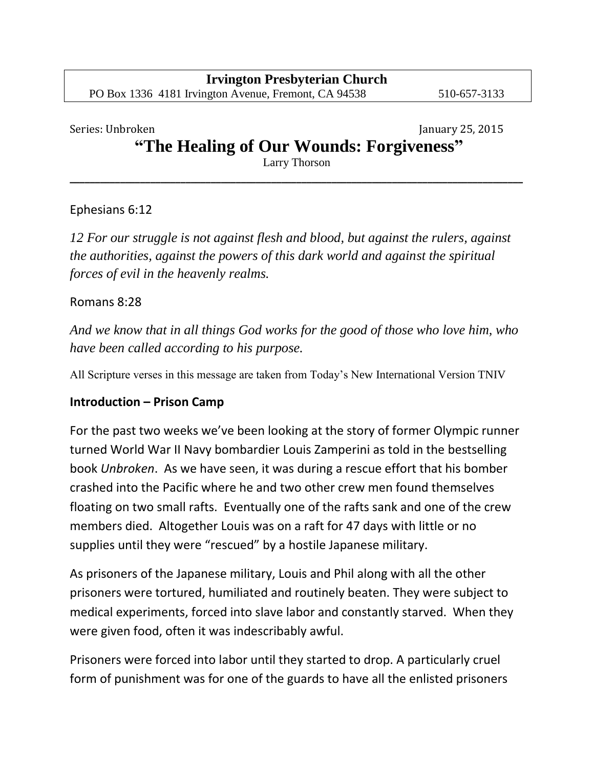**Irvington Presbyterian Church**

PO Box 1336 4181 Irvington Avenue, Fremont, CA 94538 510-657-3133

Series: Unbroken January 25, 2015

# "The Healing of Our Wounds: Forgiveness"

Larry Thorson

---

Ephesians 6:12

*12 For our struggle is not against flesh and blood, but against the rulers, against the authorities, against the powers of this dark world and against the spiritual forces of evil in the heavenly realms.*

Romans 8:28

*And we know that in all things God works for the good of those who love him, who have been called according to his purpose.*

All Scripture verses in this message are taken from Today's New International Version TNIV

**Introduction – Prison Camp**

For the past two weeks we've been looking at the story of former Olympic runner turned World War II Navy bombardier Louis Zamperini as told in the bestselling book *Unbroken*. As we have seen, it was during a rescue effort that his bomber crashed into the Pacific where he and two other crew men found themselves floating on two small rafts. Eventually one of the rafts sank and one of the crew members died. Altogether Louis was on a raft for 47 days with little or no supplies until they were "rescued" by a hostile Japanese military.

As prisoners of the Japanese military, Louis and Phil along with all the other prisoners were tortured, humiliated and routinely beaten. They were subject to medical experiments, forced into slave labor and constantly starved. When they were given food, often it was indescribably awful.

Prisoners were forced into labor until they started to drop. A particularly cruel form of punishment was for one of the guards to have all the enlisted prisoners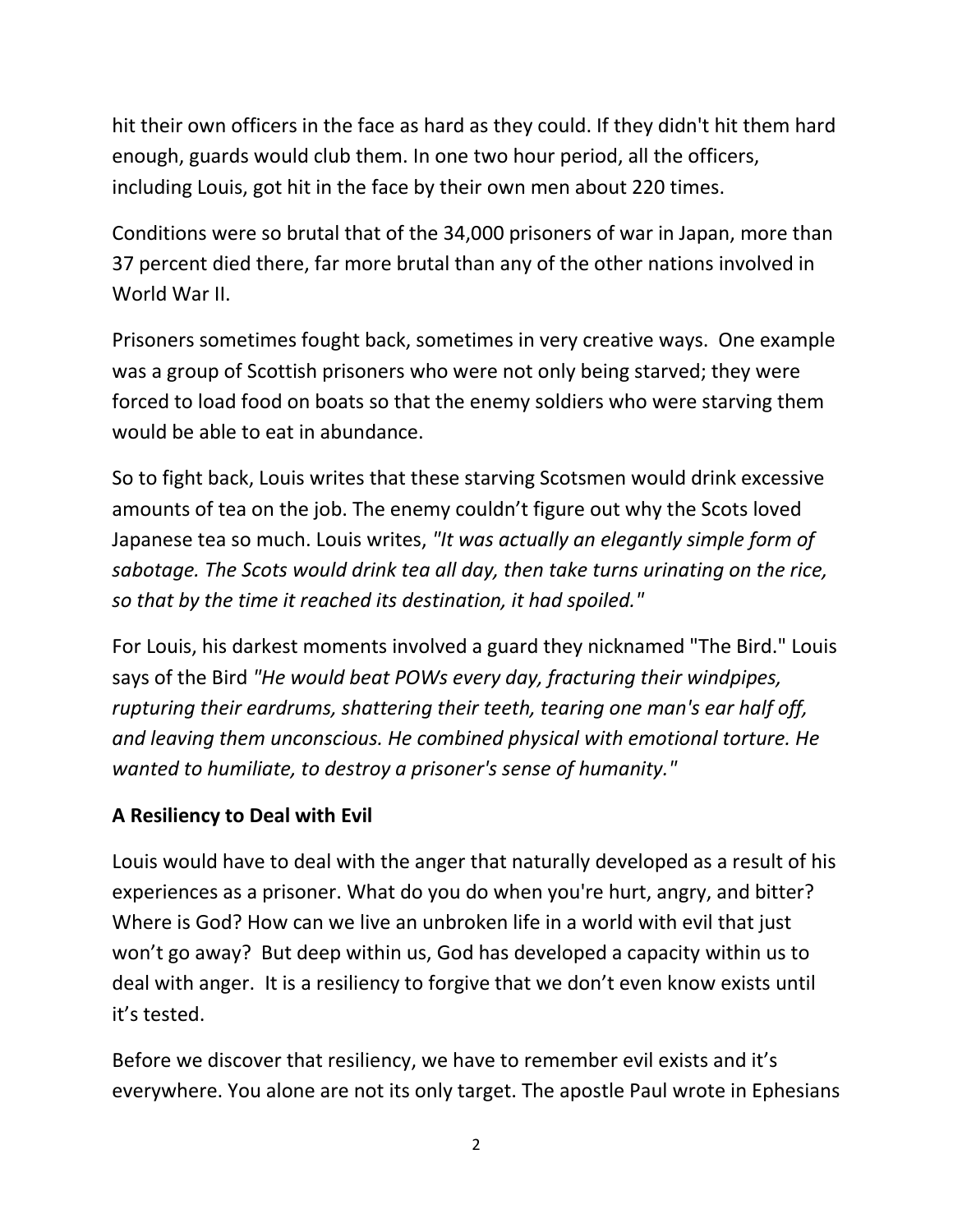hit their own officers in the face as hard as they could. If they didn't hit them hard enough, guards would club them. In one two hour period, all the officers, including Louis, got hit in the face by their own men about 220 times.

Conditions were so brutal that of the 34,000 prisoners of war in Japan, more than 37 percent died there, far more brutal than any of the other nations involved in World War II.

Prisoners sometimes fought back, sometimes in very creative ways. One example was a group of Scottish prisoners who were not only being starved; they were forced to load food on boats so that the enemy soldiers who were starving them would be able to eat in abundance.

So to fight back, Louis writes that these starving Scotsmen would drink excessive amounts of tea on the job. The enemy couldn't figure out why the Scots loved Japanese tea so much. Louis writes, *"It was actually an elegantly simple form of sabotage. The Scots would drink tea all day, then take turns urinating on the rice, so that by the time it reached its destination, it had spoiled."*

For Louis, his darkest moments involved a guard they nicknamed "The Bird." Louis says of the Bird *"He would beat POWs every day, fracturing their windpipes, rupturing their eardrums, shattering their teeth, tearing one man's ear half off, and leaving them unconscious. He combined physical with emotional torture. He wanted to humiliate, to destroy a prisoner's sense of humanity."*

**A Resiliency to Deal with Evil**

Louis would have to deal with the anger that naturally developed as a result of his experiences as a prisoner. What do you do when you're hurt, angry, and bitter? Where is God? How can we live an unbroken life in a world with evil that just won't go away? But deep within us, God has developed a capacity within us to deal with anger. It is a resiliency to forgive that we don't even know exists until it's tested.

Before we discover that resiliency, we have to remember evil exists and it's everywhere. You alone are not its only target. The apostle Paul wrote in Ephesians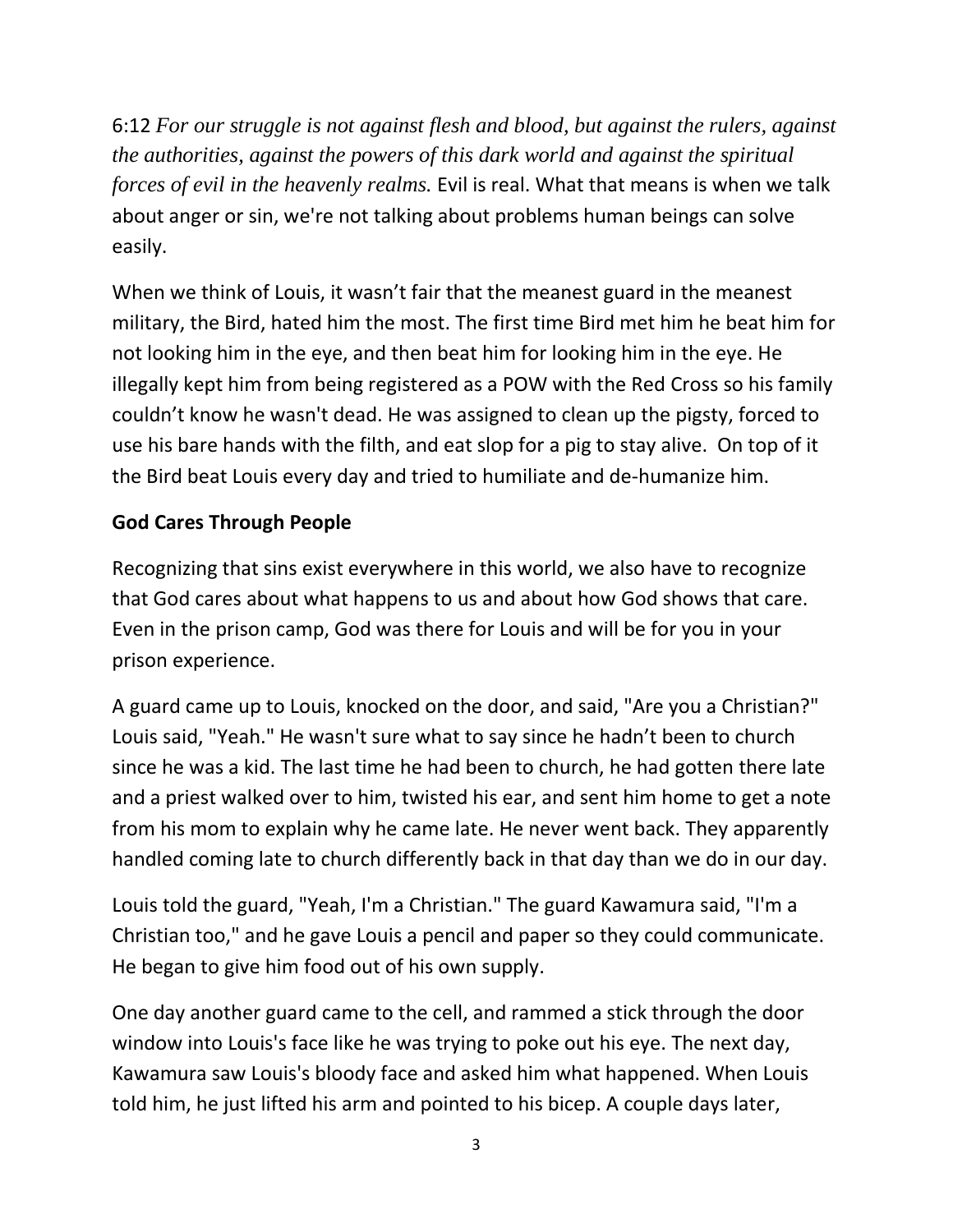6:12 *For our struggle is not against flesh and blood, but against the rulers, against the authorities, against the powers of this dark world and against the spiritual forces of evil in the heavenly realms.* Evil is real. What that means is when we talk about anger or sin, we're not talking about problems human beings can solve easily.

When we think of Louis, it wasn't fair that the meanest guard in the meanest military, the Bird, hated him the most. The first time Bird met him he beat him for not looking him in the eye, and then beat him for looking him in the eye. He illegally kept him from being registered as a POW with the Red Cross so his family couldn't know he wasn't dead. He was assigned to clean up the pigsty, forced to use his bare hands with the filth, and eat slop for a pig to stay alive. On top of it the Bird beat Louis every day and tried to humiliate and de-humanize him.

**God Cares Through People**

Recognizing that sins exist everywhere in this world, we also have to recognize that God cares about what happens to us and about how God shows that care. Even in the prison camp, God was there for Louis and will be for you in your prison experience.

A guard came up to Louis, knocked on the door, and said, "Are you a Christian?" Louis said, "Yeah." He wasn't sure what to say since he hadn't been to church since he was a kid. The last time he had been to church, he had gotten there late and a priest walked over to him, twisted his ear, and sent him home to get a note from his mom to explain why he came late. He never went back. They apparently handled coming late to church differently back in that day than we do in our day.

Louis told the guard, "Yeah, I'm a Christian." The guard Kawamura said, "I'm a Christian too," and he gave Louis a pencil and paper so they could communicate. He began to give him food out of his own supply.

One day another guard came to the cell, and rammed a stick through the door window into Louis's face like he was trying to poke out his eye. The next day, Kawamura saw Louis's bloody face and asked him what happened. When Louis told him, he just lifted his arm and pointed to his bicep. A couple days later,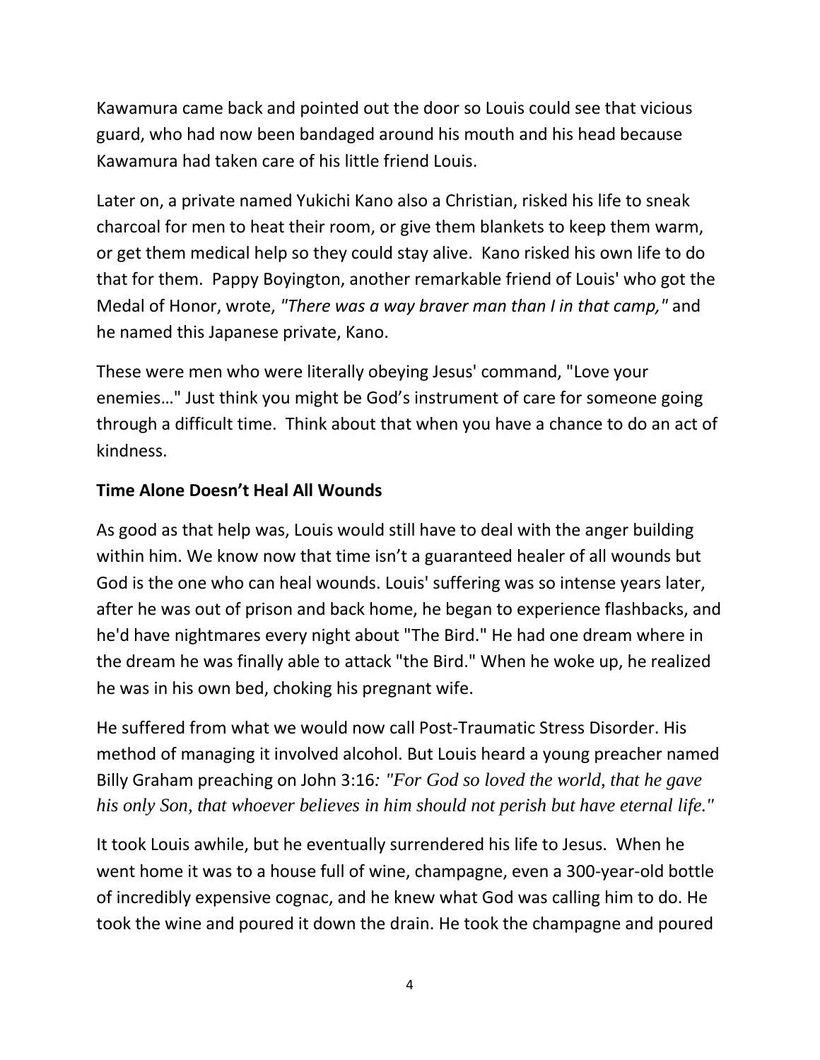Kawamura came back and pointed out the door so Louis could see that vicious guard, who had now been bandaged around his mouth and his head because Kawamura had taken care of his little friend Louis.

Later on, a private named Yukichi Kano also a Christian, risked his life to sneak charcoal for men to heat their room, or give them blankets to keep them warm, or get them medical help so they could stay alive. Kano risked his own life to do that for them. Pappy Boyington, another remarkable friend of Louis' who got the Medal of Honor, wrote, *"There was a way braver man than I in that camp,"* and he named this Japanese private, Kano.

These were men who were literally obeying Jesus' command, "Love your enemies…" Just think you might be God's instrument of care for someone going through a difficult time. Think about that when you have a chance to do an act of kindness.

**Time Alone Doesn't Heal All Wounds**

As good as that help was, Louis would still have to deal with the anger building within him. We know now that time isn't a guaranteed healer of all wounds but God is the one who can heal wounds. Louis' suffering was so intense years later, after he was out of prison and back home, he began to experience flashbacks, and he'd have nightmares every night about "The Bird." He had one dream where in the dream he was finally able to attack "the Bird." When he woke up, he realized he was in his own bed, choking his pregnant wife.

He suffered from what we would now call Post-Traumatic Stress Disorder. His method of managing it involved alcohol. But Louis heard a young preacher named Billy Graham preaching on John 3:16*: "For God so loved the world, that he gave his only Son, that whoever believes in him should not perish but have eternal life."*

It took Louis awhile, but he eventually surrendered his life to Jesus. When he went home it was to a house full of wine, champagne, even a 300-year-old bottle of incredibly expensive cognac, and he knew what God was calling him to do. He took the wine and poured it down the drain. He took the champagne and poured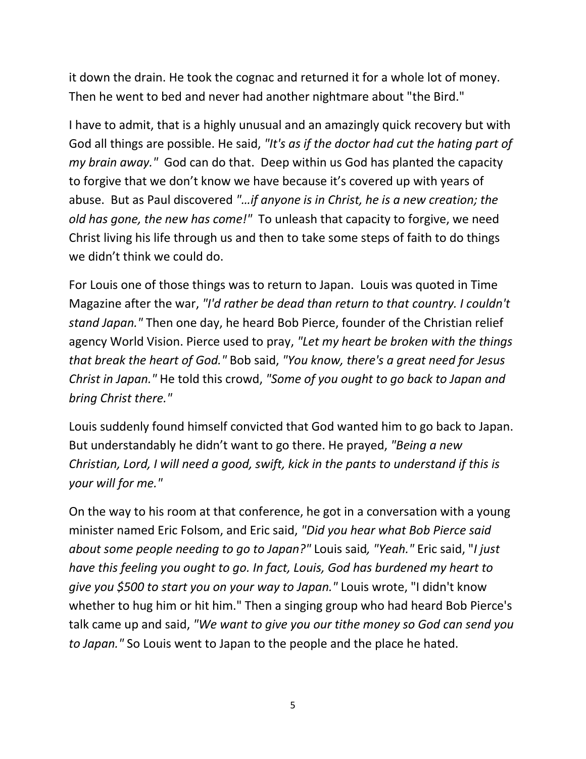it down the drain. He took the cognac and returned it for a whole lot of money. Then he went to bed and never had another nightmare about "the Bird."

I have to admit, that is a highly unusual and an amazingly quick recovery but with God all things are possible. He said, *"It's as if the doctor had cut the hating part of my brain away."* God can do that. Deep within us God has planted the capacity to forgive that we don't know we have because it's covered up with years of abuse. But as Paul discovered *"…if anyone is in Christ, he is a new creation; the old has gone, the new has come!"* To unleash that capacity to forgive, we need Christ living his life through us and then to take some steps of faith to do things we didn't think we could do.

For Louis one of those things was to return to Japan. Louis was quoted in Time Magazine after the war, *"I'd rather be dead than return to that country. I couldn't stand Japan."* Then one day, he heard Bob Pierce, founder of the Christian relief agency World Vision. Pierce used to pray, *"Let my heart be broken with the things that break the heart of God."* Bob said, *"You know, there's a great need for Jesus Christ in Japan."* He told this crowd, *"Some of you ought to go back to Japan and bring Christ there."*

Louis suddenly found himself convicted that God wanted him to go back to Japan. But understandably he didn't want to go there. He prayed, *"Being a new Christian, Lord, I will need a good, swift, kick in the pants to understand if this is your will for me."*

On the way to his room at that conference, he got in a conversation with a young minister named Eric Folsom, and Eric said, *"Did you hear what Bob Pierce said about some people needing to go to Japan?"* Louis said*, "Yeah."* Eric said, "*I just have this feeling you ought to go. In fact, Louis, God has burdened my heart to give you $500 to start you on your way to Japan."* Louis wrote, "I didn't know whether to hug him or hit him." Then a singing group who had heard Bob Pierce's talk came up and said, *"We want to give you our tithe money so God can send you to Japan."* So Louis went to Japan to the people and the place he hated.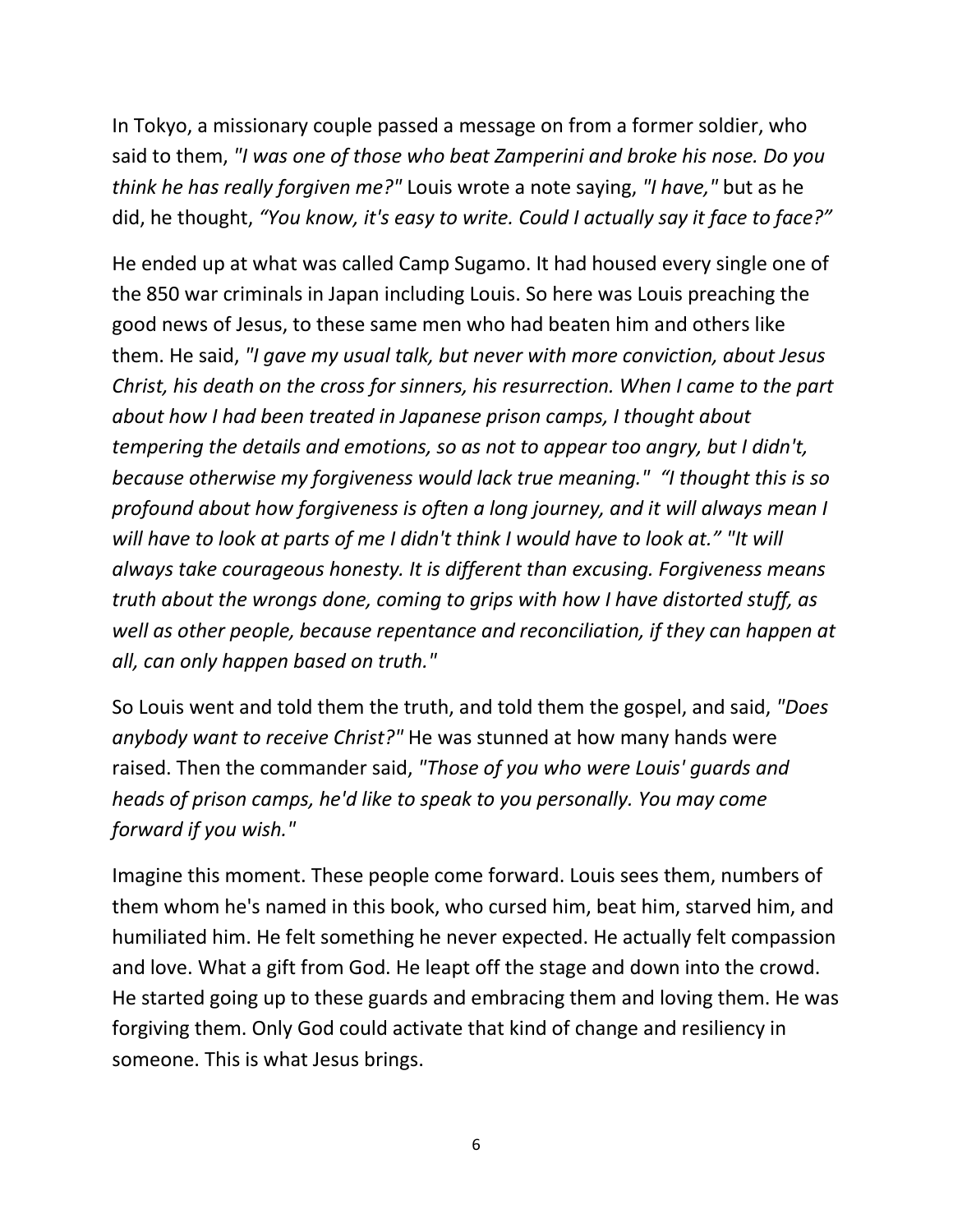In Tokyo, a missionary couple passed a message on from a former soldier, who said to them, *"I was one of those who beat Zamperini and broke his nose. Do you think he has really forgiven me?"* Louis wrote a note saying, *"I have,"* but as he did, he thought, *"You know, it's easy to write. Could I actually say it face to face?"*

He ended up at what was called Camp Sugamo. It had housed every single one of the 850 war criminals in Japan including Louis. So here was Louis preaching the good news of Jesus, to these same men who had beaten him and others like them. He said, *"I gave my usual talk, but never with more conviction, about Jesus Christ, his death on the cross for sinners, his resurrection. When I came to the part about how I had been treated in Japanese prison camps, I thought about tempering the details and emotions, so as not to appear too angry, but I didn't, because otherwise my forgiveness would lack true meaning." "I thought this is so profound about how forgiveness is often a long journey, and it will always mean I will have to look at parts of me I didn't think I would have to look at." "It will always take courageous honesty. It is different than excusing. Forgiveness means truth about the wrongs done, coming to grips with how I have distorted stuff, as well as other people, because repentance and reconciliation, if they can happen at all, can only happen based on truth."*

So Louis went and told them the truth, and told them the gospel, and said, *"Does anybody want to receive Christ?"* He was stunned at how many hands were raised. Then the commander said, *"Those of you who were Louis' guards and heads of prison camps, he'd like to speak to you personally. You may come forward if you wish."*

Imagine this moment. These people come forward. Louis sees them, numbers of them whom he's named in this book, who cursed him, beat him, starved him, and humiliated him. He felt something he never expected. He actually felt compassion and love. What a gift from God. He leapt off the stage and down into the crowd. He started going up to these guards and embracing them and loving them. He was forgiving them. Only God could activate that kind of change and resiliency in someone. This is what Jesus brings.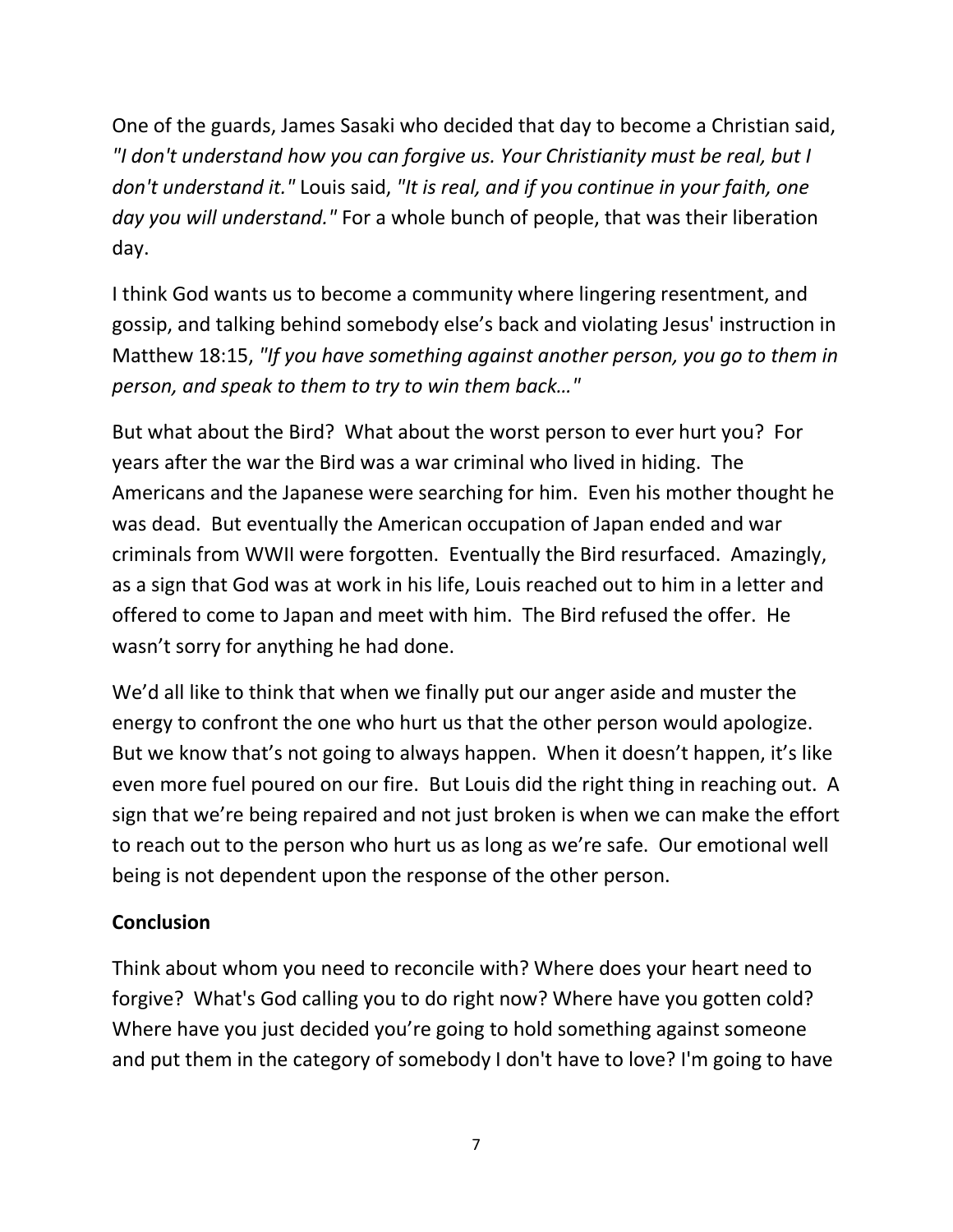One of the guards, James Sasaki who decided that day to become a Christian said, *"I don't understand how you can forgive us. Your Christianity must be real, but I don't understand it."* Louis said, *"It is real, and if you continue in your faith, one day you will understand."* For a whole bunch of people, that was their liberation day.

I think God wants us to become a community where lingering resentment, and gossip, and talking behind somebody else's back and violating Jesus' instruction in Matthew 18:15, *"If you have something against another person, you go to them in person, and speak to them to try to win them back…"*

But what about the Bird? What about the worst person to ever hurt you? For years after the war the Bird was a war criminal who lived in hiding. The Americans and the Japanese were searching for him. Even his mother thought he was dead. But eventually the American occupation of Japan ended and war criminals from WWII were forgotten. Eventually the Bird resurfaced. Amazingly, as a sign that God was at work in his life, Louis reached out to him in a letter and offered to come to Japan and meet with him. The Bird refused the offer. He wasn't sorry for anything he had done.

We'd all like to think that when we finally put our anger aside and muster the energy to confront the one who hurt us that the other person would apologize. But we know that's not going to always happen. When it doesn't happen, it's like even more fuel poured on our fire. But Louis did the right thing in reaching out. A sign that we're being repaired and not just broken is when we can make the effort to reach out to the person who hurt us as long as we're safe. Our emotional well being is not dependent upon the response of the other person.

**Conclusion**

Think about whom you need to reconcile with? Where does your heart need to forgive? What's God calling you to do right now? Where have you gotten cold? Where have you just decided you're going to hold something against someone and put them in the category of somebody I don't have to love? I'm going to have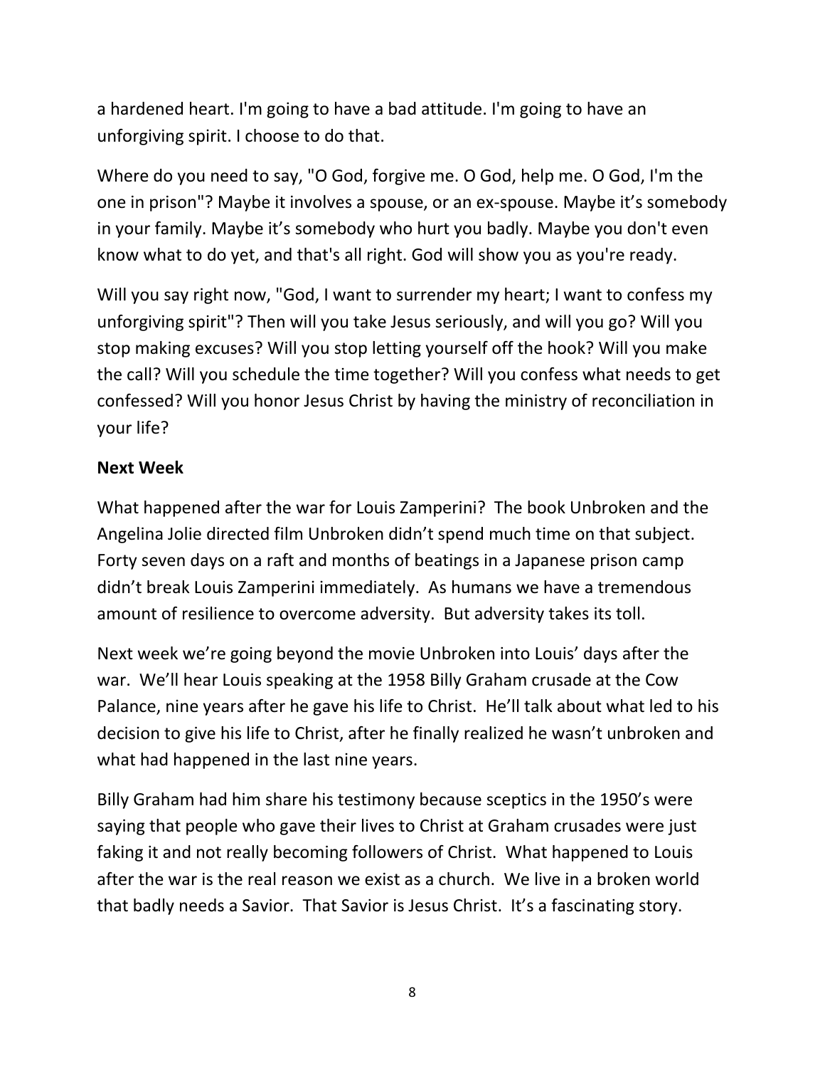a hardened heart. I'm going to have a bad attitude. I'm going to have an unforgiving spirit. I choose to do that.

Where do you need to say, "O God, forgive me. O God, help me. O God, I'm the one in prison"? Maybe it involves a spouse, or an ex-spouse. Maybe it's somebody in your family. Maybe it's somebody who hurt you badly. Maybe you don't even know what to do yet, and that's all right. God will show you as you're ready.

Will you say right now, "God, I want to surrender my heart; I want to confess my unforgiving spirit"? Then will you take Jesus seriously, and will you go? Will you stop making excuses? Will you stop letting yourself off the hook? Will you make the call? Will you schedule the time together? Will you confess what needs to get confessed? Will you honor Jesus Christ by having the ministry of reconciliation in your life?

**Next Week**

What happened after the war for Louis Zamperini? The book Unbroken and the Angelina Jolie directed film Unbroken didn't spend much time on that subject. Forty seven days on a raft and months of beatings in a Japanese prison camp didn't break Louis Zamperini immediately. As humans we have a tremendous amount of resilience to overcome adversity. But adversity takes its toll.

Next week we're going beyond the movie Unbroken into Louis' days after the war. We'll hear Louis speaking at the 1958 Billy Graham crusade at the Cow Palance, nine years after he gave his life to Christ. He'll talk about what led to his decision to give his life to Christ, after he finally realized he wasn't unbroken and what had happened in the last nine years.

Billy Graham had him share his testimony because sceptics in the 1950's were saying that people who gave their lives to Christ at Graham crusades were just faking it and not really becoming followers of Christ. What happened to Louis after the war is the real reason we exist as a church. We live in a broken world that badly needs a Savior. That Savior is Jesus Christ. It's a fascinating story.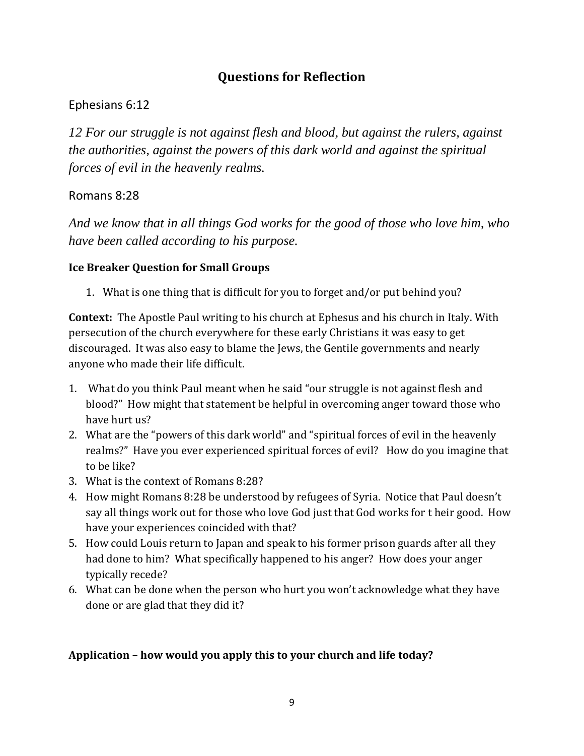## Questions for Reflection

Ephesians 6:12

*12 For our struggle is not against flesh and blood, but against the rulers, against the authorities, against the powers of this dark world and against the spiritual forces of evil in the heavenly realms.*

Romans 8:28

*And we know that in all things God works for the good of those who love him, who have been called according to his purpose.*

**Ice Breaker Question for Small Groups**

1. What is one thing that is difficult for you to forget and/or put behind you?

**Context:** The Apostle Paul writing to his church at Ephesus and his church in Italy. With persecution of the church everywhere for these early Christians it was easy to get discouraged. It was also easy to blame the Jews, the Gentile governments and nearly anyone who made their life difficult.

1. What do you think Paul meant when he said "our struggle is not against flesh and blood?" How might that statement be helpful in overcoming anger toward those who have hurt us?
2. What are the "powers of this dark world" and "spiritual forces of evil in the heavenly realms?" Have you ever experienced spiritual forces of evil? How do you imagine that to be like?
3. What is the context of Romans 8:28?
4. How might Romans 8:28 be understood by refugees of Syria. Notice that Paul doesn't say all things work out for those who love God just that God works for t heir good. How have your experiences coincided with that?
5. How could Louis return to Japan and speak to his former prison guards after all they had done to him? What specifically happened to his anger? How does your anger typically recede?
6. What can be done when the person who hurt you won't acknowledge what they have done or are glad that they did it?

**Application – how would you apply this to your church and life today?**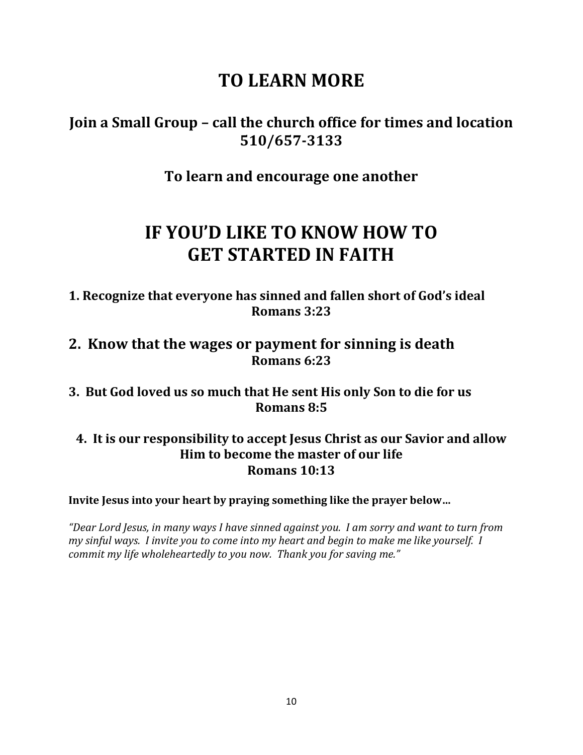# TO LEARN MORE

## Join a Small Group – call the church office for times and location 510/657-3133

### To learn and encourage one another

# IF YOU'D LIKE TO KNOW HOW TO GET STARTED IN FAITH

**1. Recognize that everyone has sinned and fallen short of God's ideal**
**Romans 3:23**

**2. Know that the wages or payment for sinning is death**
**Romans 6:23**

**3. But God loved us so much that He sent His only Son to die for us**
**Romans 8:5**

**4. It is our responsibility to accept Jesus Christ as our Savior and allow Him to become the master of our life**
**Romans 10:13**

**Invite Jesus into your heart by praying something like the prayer below…**

*"Dear Lord Jesus, in many ways I have sinned against you. I am sorry and want to turn from my sinful ways. I invite you to come into my heart and begin to make me like yourself. I commit my life wholeheartedly to you now. Thank you for saving me."*